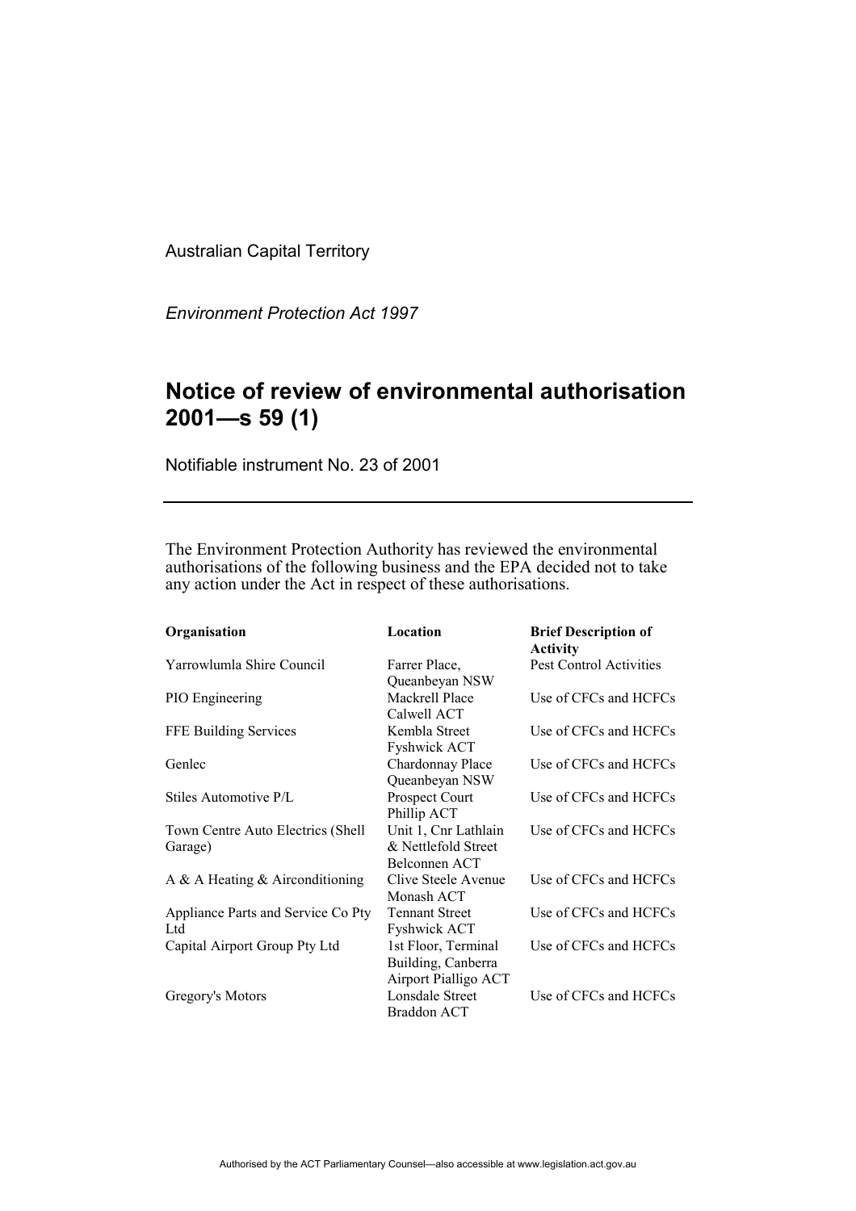Australian Capital Territory

*Environment Protection Act 1997*

# Notice of review of environmental authorisation 2001—s 59 (1)

Notifiable instrument No. 23 of 2001

---

The Environment Protection Authority has reviewed the environmental authorisations of the following business and the EPA decided not to take any action under the Act in respect of these authorisations.

| Organisation | Location | Brief Description of Activity |
|---|---|---|
| Yarrowlumla Shire Council | Farrer Place, Queanbeyan NSW | Pest Control Activities |
| PIO Engineering | Mackrell Place Calwell ACT | Use of CFCs and HCFCs |
| FFE Building Services | Kembla Street Fyshwick ACT | Use of CFCs and HCFCs |
| Genlec | Chardonnay Place Queanbeyan NSW | Use of CFCs and HCFCs |
| Stiles Automotive P/L | Prospect Court Phillip ACT | Use of CFCs and HCFCs |
| Town Centre Auto Electrics (Shell Garage) | Unit 1, Cnr Lathlain & Nettlefold Street Belconnen ACT | Use of CFCs and HCFCs |
| A & A Heating & Airconditioning | Clive Steele Avenue Monash ACT | Use of CFCs and HCFCs |
| Appliance Parts and Service Co Pty Ltd | Tennant Street Fyshwick ACT | Use of CFCs and HCFCs |
| Capital Airport Group Pty Ltd | 1st Floor, Terminal Building, Canberra Airport Pialligo ACT | Use of CFCs and HCFCs |
| Gregory's Motors | Lonsdale Street Braddon ACT | Use of CFCs and HCFCs |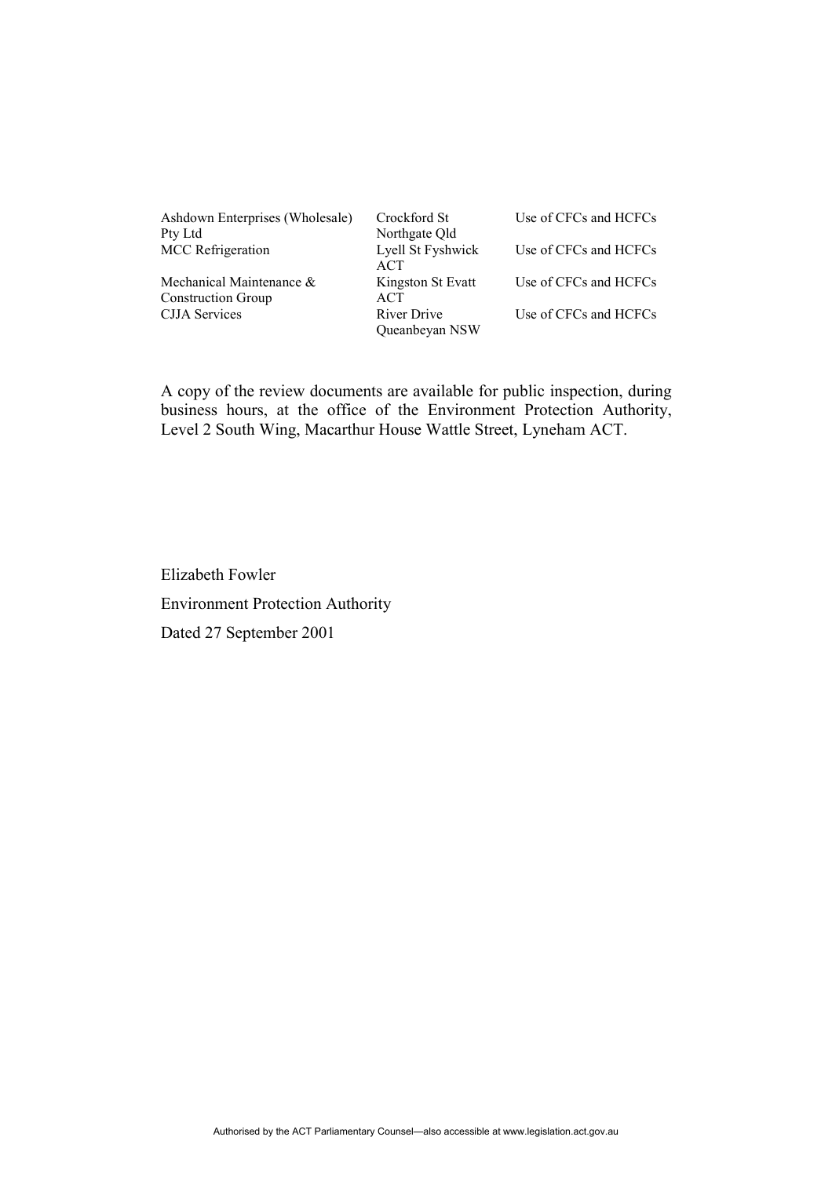| | | |
|---|---|---|
| Ashdown Enterprises (Wholesale) Pty Ltd | Crockford St Northgate Qld | Use of CFCs and HCFCs |
| MCC Refrigeration | Lyell St Fyshwick ACT | Use of CFCs and HCFCs |
| Mechanical Maintenance & Construction Group | Kingston St Evatt ACT | Use of CFCs and HCFCs |
| CJJA Services | River Drive Queanbeyan NSW | Use of CFCs and HCFCs |

A copy of the review documents are available for public inspection, during business hours, at the office of the Environment Protection Authority, Level 2 South Wing, Macarthur House Wattle Street, Lyneham ACT.

Elizabeth Fowler

Environment Protection Authority

Dated 27 September 2001